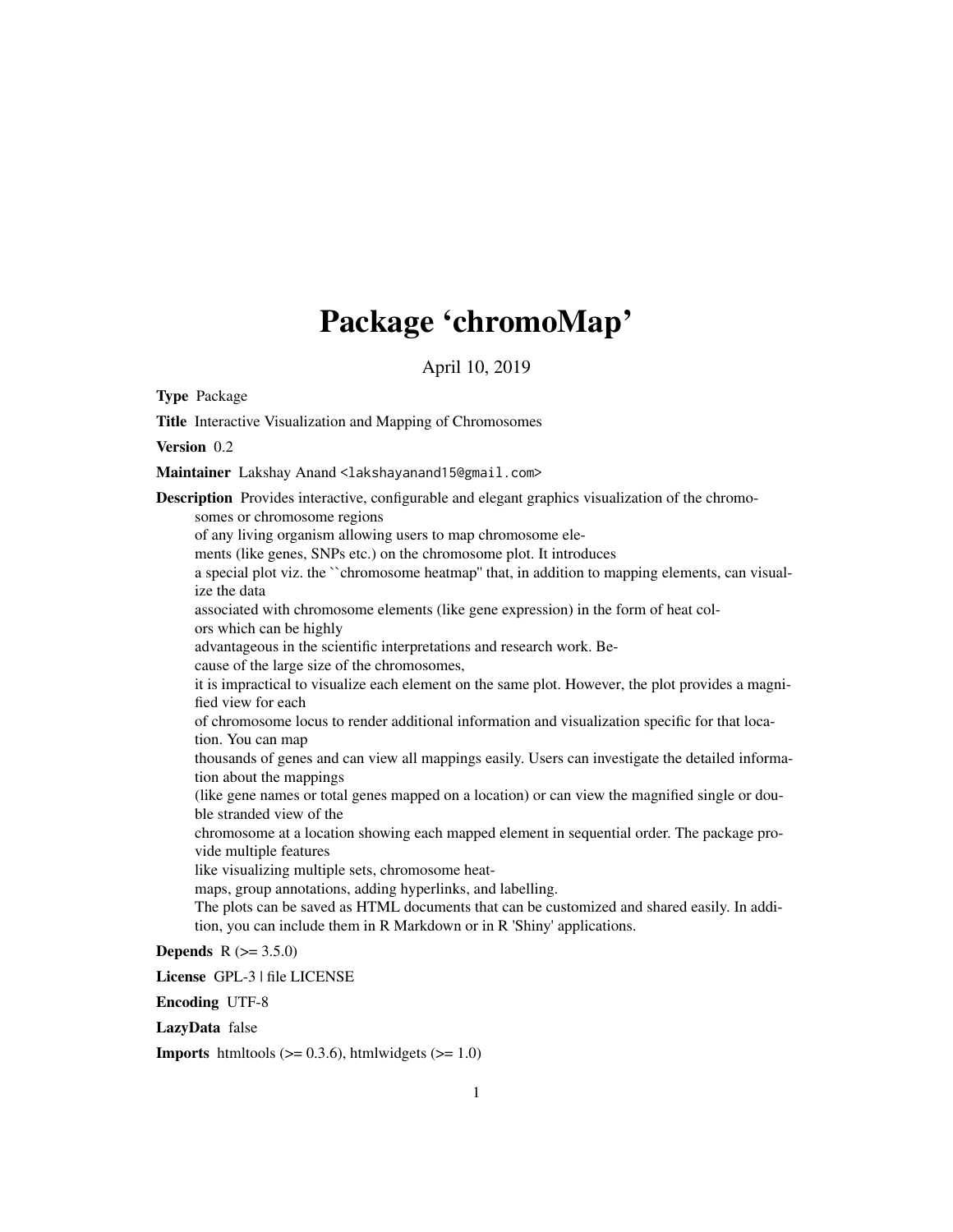# Package 'chromoMap'

April 10, 2019

**Type** Package

**Title** Interactive Visualization and Mapping of Chromosomes

**Version** 0.2

**Maintainer** Lakshay Anand <lakshayanand15@gmail.com>

**Description** Provides interactive, configurable and elegant graphics visualization of the chromosomes or chromosome regions
of any living organism allowing users to map chromosome elements (like genes, SNPs etc.) on the chromosome plot. It introduces
a special plot viz. the ``chromosome heatmap'' that, in addition to mapping elements, can visualize the data
associated with chromosome elements (like gene expression) in the form of heat colors which can be highly
advantageous in the scientific interpretations and research work. Because of the large size of the chromosomes,
it is impractical to visualize each element on the same plot. However, the plot provides a magnified view for each
of chromosome locus to render additional information and visualization specific for that location. You can map
thousands of genes and can view all mappings easily. Users can investigate the detailed information about the mappings
(like gene names or total genes mapped on a location) or can view the magnified single or double stranded view of the
chromosome at a location showing each mapped element in sequential order. The package provide multiple features
like visualizing multiple sets, chromosome heatmaps, group annotations, adding hyperlinks, and labelling.
The plots can be saved as HTML documents that can be customized and shared easily. In addition, you can include them in R Markdown or in R 'Shiny' applications.

**Depends** R (>= 3.5.0)

**License** GPL-3 | file LICENSE

**Encoding** UTF-8

**LazyData** false

**Imports** htmltools (>= 0.3.6), htmlwidgets (>= 1.0)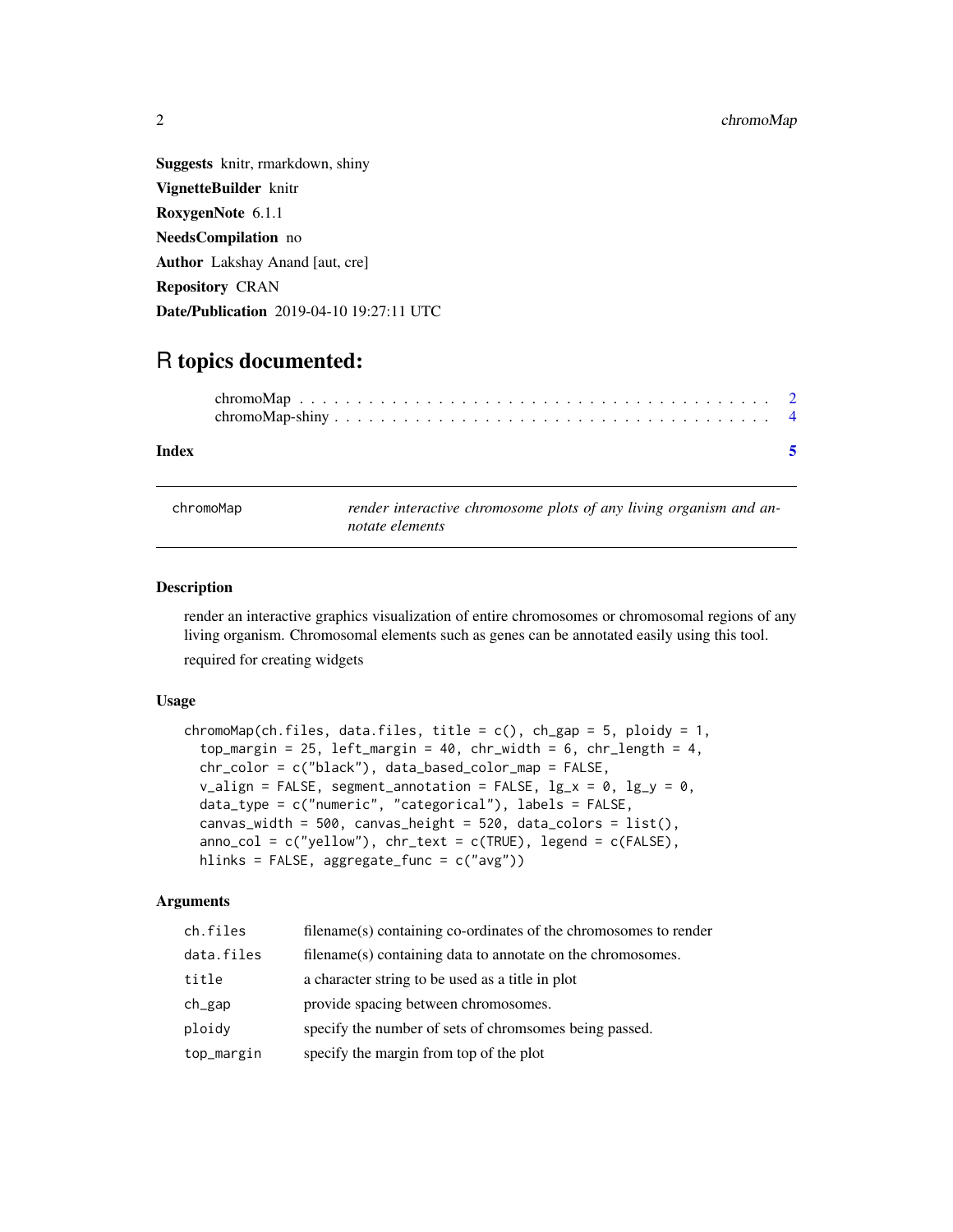**Suggests** knitr, rmarkdown, shiny

**VignetteBuilder** knitr

**RoxygenNote** 6.1.1

**NeedsCompilation** no

**Author** Lakshay Anand [aut, cre]

**Repository** CRAN

**Date/Publication** 2019-04-10 19:27:11 UTC

# R topics documented:

- chromoMap . . . . . . . . . . . . . . . . . . . . . . . . . . . . . . . . . . . . . . . . 2
- chromoMap-shiny . . . . . . . . . . . . . . . . . . . . . . . . . . . . . . . . . . . . 4

**Index** 5

---

## chromoMap — *render interactive chromosome plots of any living organism and annotate elements*

### Description

render an interactive graphics visualization of entire chromosomes or chromosomal regions of any living organism. Chromosomal elements such as genes can be annotated easily using this tool.

required for creating widgets

### Usage

```
chromoMap(ch.files, data.files, title = c(), ch_gap = 5, ploidy = 1,
  top_margin = 25, left_margin = 40, chr_width = 6, chr_length = 4,
  chr_color = c("black"), data_based_color_map = FALSE,
  v_align = FALSE, segment_annotation = FALSE, lg_x = 0, lg_y = 0,
  data_type = c("numeric", "categorical"), labels = FALSE,
  canvas_width = 500, canvas_height = 520, data_colors = list(),
  anno_col = c("yellow"), chr_text = c(TRUE), legend = c(FALSE),
  hlinks = FALSE, aggregate_func = c("avg"))
```

### Arguments

| | |
|---|---|
| ch.files | filename(s) containing co-ordinates of the chromosomes to render |
| data.files | filename(s) containing data to annotate on the chromosomes. |
| title | a character string to be used as a title in plot |
| ch_gap | provide spacing between chromosomes. |
| ploidy | specify the number of sets of chromsomes being passed. |
| top_margin | specify the margin from top of the plot |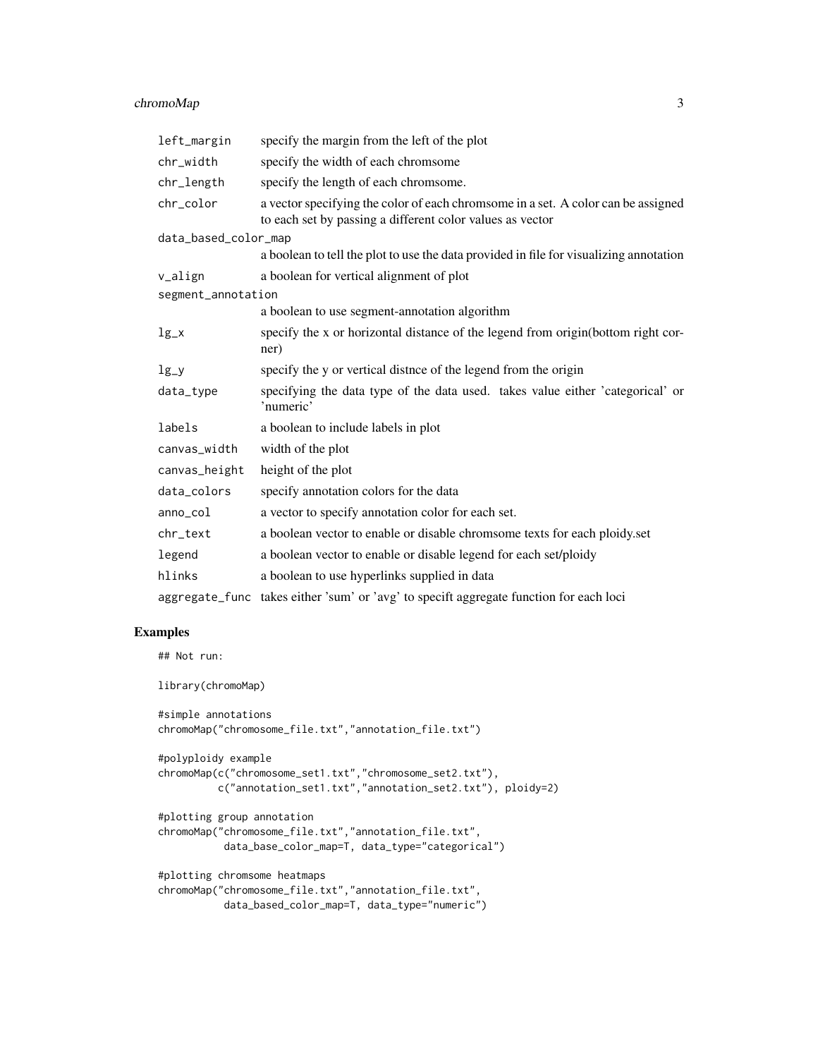| | |
|---|---|
| `left_margin` | specify the margin from the left of the plot |
| `chr_width` | specify the width of each chromsome |
| `chr_length` | specify the length of each chromsome. |
| `chr_color` | a vector specifying the color of each chromsome in a set. A color can be assigned to each set by passing a different color values as vector |
| `data_based_color_map` | a boolean to tell the plot to use the data provided in file for visualizing annotation |
| `v_align` | a boolean for vertical alignment of plot |
| `segment_annotation` | a boolean to use segment-annotation algorithm |
| `lg_x` | specify the x or horizontal distance of the legend from origin(bottom right corner) |
| `lg_y` | specify the y or vertical distnce of the legend from the origin |
| `data_type` | specifying the data type of the data used. takes value either 'categorical' or 'numeric' |
| `labels` | a boolean to include labels in plot |
| `canvas_width` | width of the plot |
| `canvas_height` | height of the plot |
| `data_colors` | specify annotation colors for the data |
| `anno_col` | a vector to specify annotation color for each set. |
| `chr_text` | a boolean vector to enable or disable chromsome texts for each ploidy.set |
| `legend` | a boolean vector to enable or disable legend for each set/ploidy |
| `hlinks` | a boolean to use hyperlinks supplied in data |
| `aggregate_func` | takes either 'sum' or 'avg' to specift aggregate function for each loci |

## Examples

```
## Not run:

library(chromoMap)

#simple annotations
chromoMap("chromosome_file.txt","annotation_file.txt")

#polyploidy example
chromoMap(c("chromosome_set1.txt","chromosome_set2.txt"),
         c("annotation_set1.txt","annotation_set2.txt"), ploidy=2)

#plotting group annotation
chromoMap("chromosome_file.txt","annotation_file.txt",
          data_base_color_map=T, data_type="categorical")

#plotting chromsome heatmaps
chromoMap("chromosome_file.txt","annotation_file.txt",
          data_based_color_map=T, data_type="numeric")
```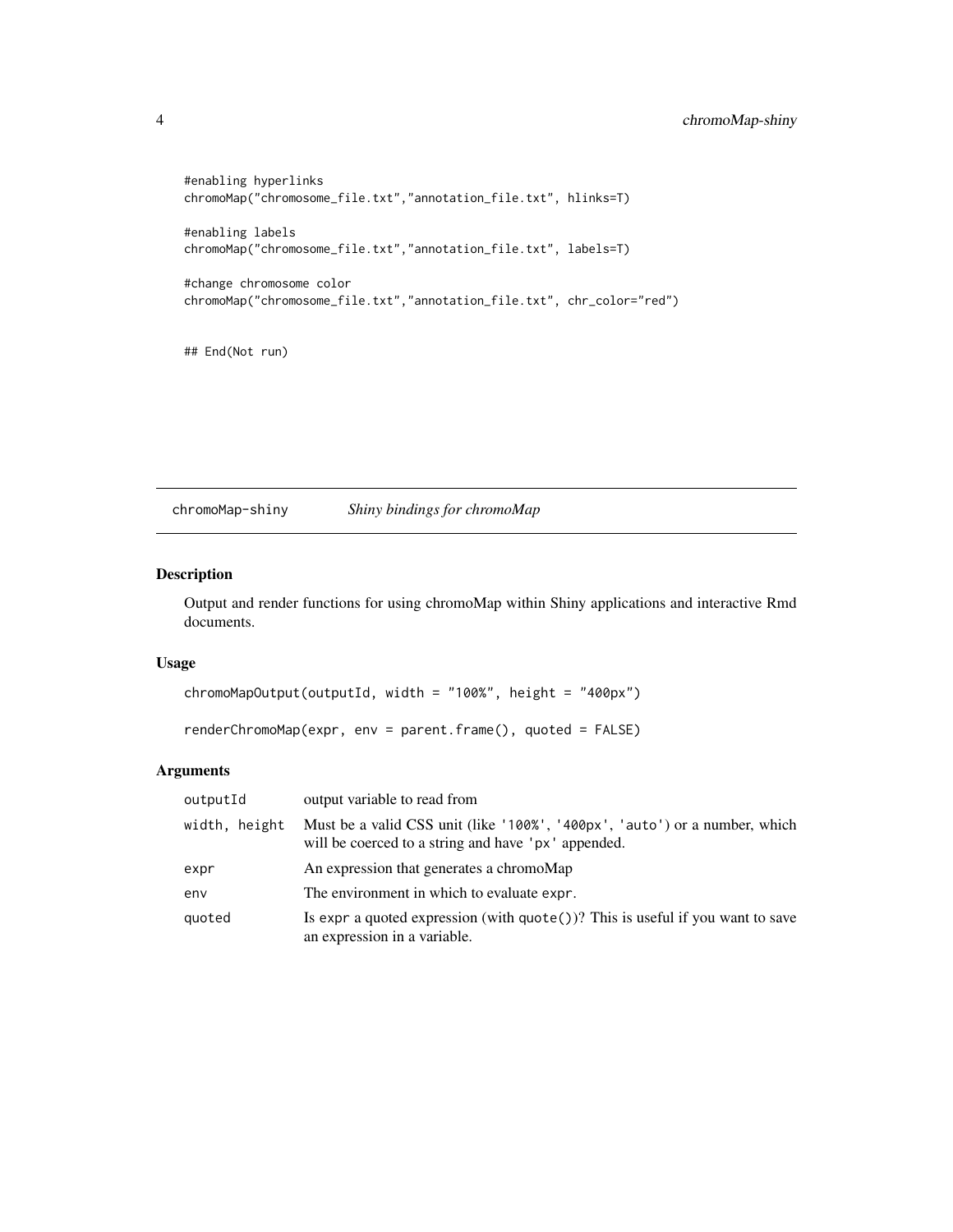```
#enabling hyperlinks
chromoMap("chromosome_file.txt","annotation_file.txt", hlinks=T)

#enabling labels
chromoMap("chromosome_file.txt","annotation_file.txt", labels=T)

#change chromosome color
chromoMap("chromosome_file.txt","annotation_file.txt", chr_color="red")


## End(Not run)
```

## chromoMap-shiny *Shiny bindings for chromoMap*

### Description

Output and render functions for using chromoMap within Shiny applications and interactive Rmd documents.

### Usage

```
chromoMapOutput(outputId, width = "100%", height = "400px")

renderChromoMap(expr, env = parent.frame(), quoted = FALSE)
```

### Arguments

| | |
|---|---|
| `outputId` | output variable to read from |
| `width, height` | Must be a valid CSS unit (like '100%', '400px', 'auto') or a number, which will be coerced to a string and have 'px' appended. |
| `expr` | An expression that generates a chromoMap |
| `env` | The environment in which to evaluate `expr`. |
| `quoted` | Is `expr` a quoted expression (with `quote()`)? This is useful if you want to save an expression in a variable. |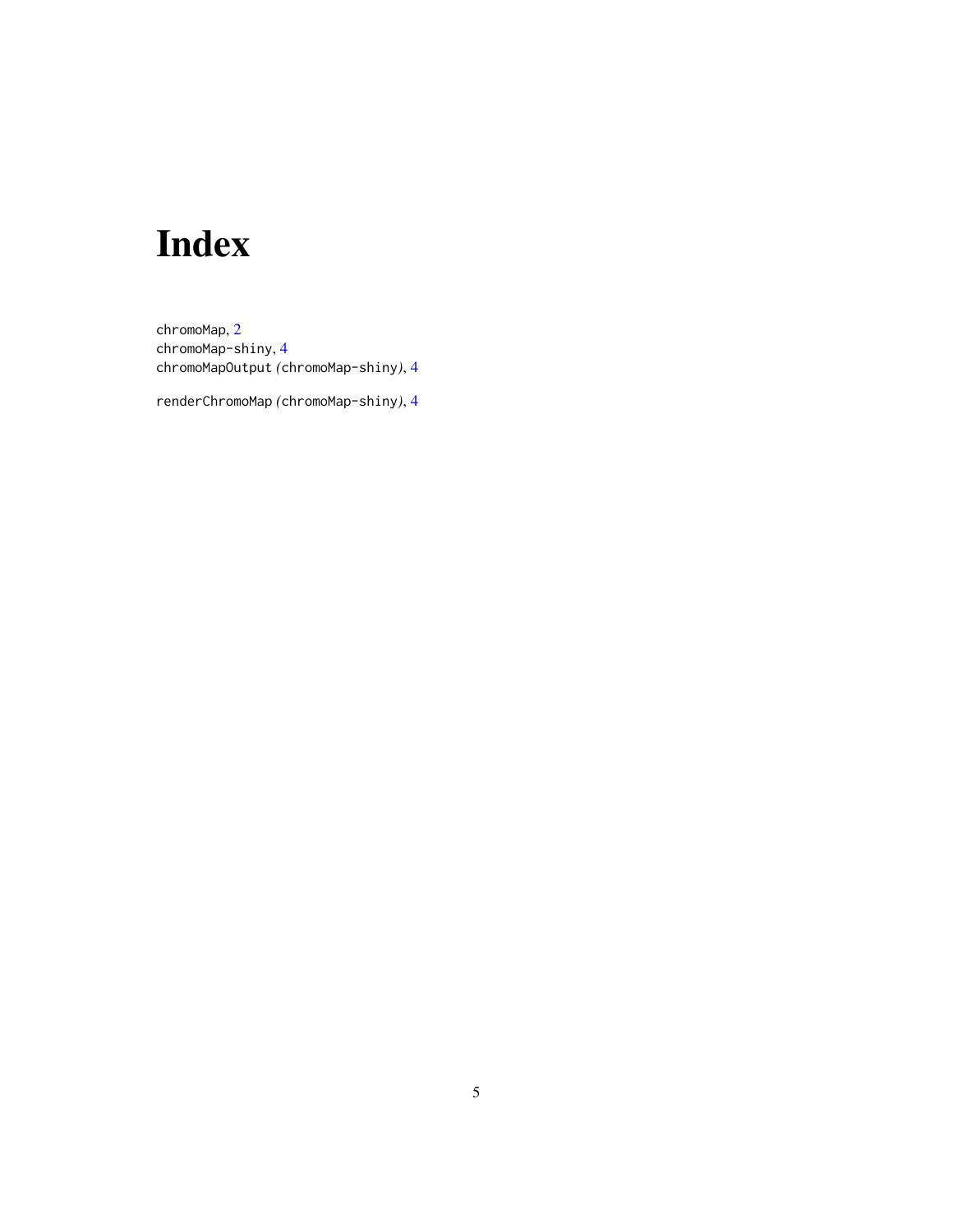# Index

chromoMap, 2
chromoMap-shiny, 4
chromoMapOutput (chromoMap-shiny), 4

renderChromoMap (chromoMap-shiny), 4